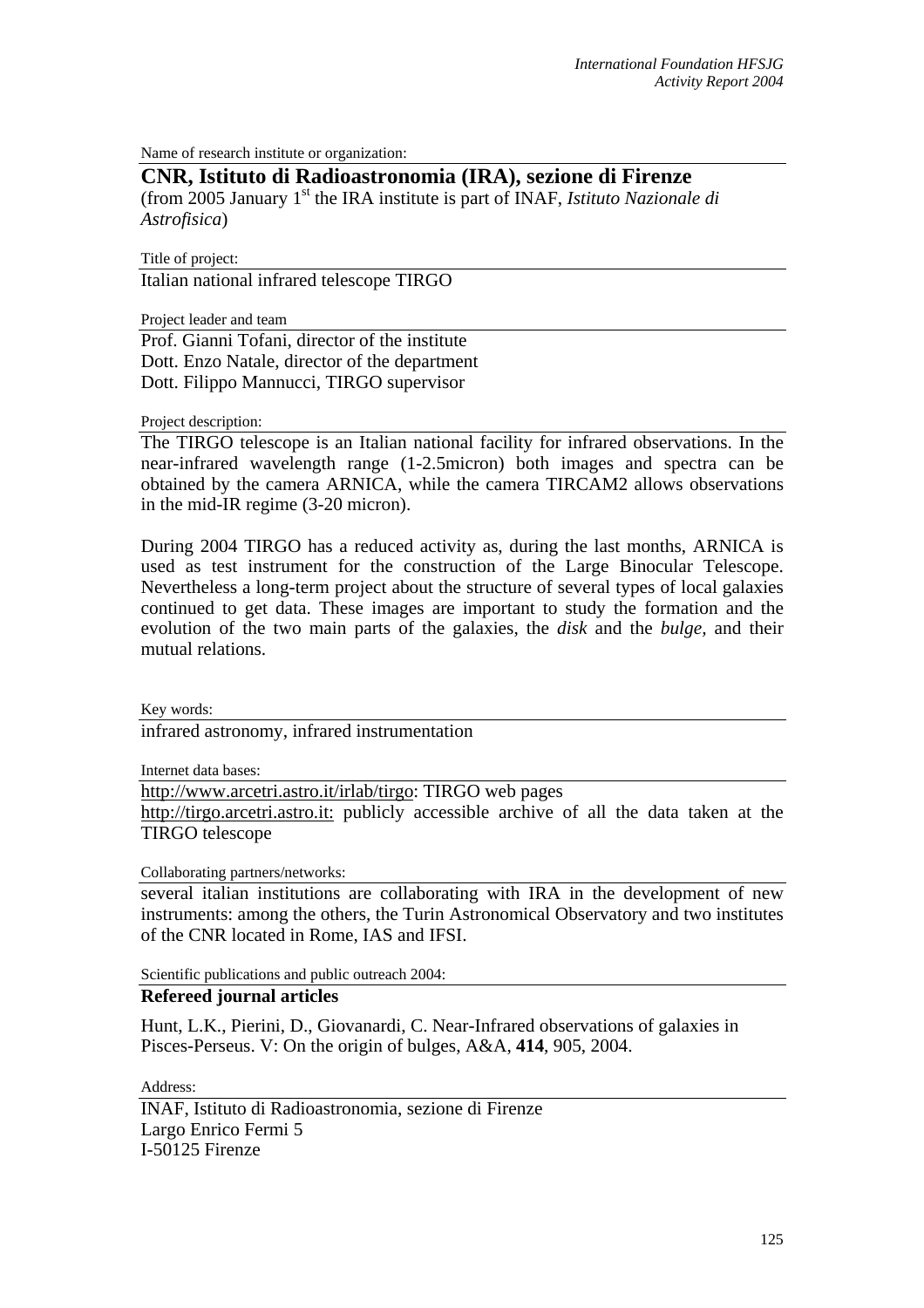Name of research institute or organization:

# CNR, Istituto di Radioastronomia (IRA), sezione di Firenze

(from 2005 January 1st the IRA institute is part of INAF, *Istituto Nazionale di Astrofisica*)

Title of project:

Italian national infrared telescope TIRGO

Project leader and team

Prof. Gianni Tofani, director of the institute
Dott. Enzo Natale, director of the department
Dott. Filippo Mannucci, TIRGO supervisor

Project description:

The TIRGO telescope is an Italian national facility for infrared observations. In the near-infrared wavelength range (1-2.5micron) both images and spectra can be obtained by the camera ARNICA, while the camera TIRCAM2 allows observations in the mid-IR regime (3-20 micron).

During 2004 TIRGO has a reduced activity as, during the last months, ARNICA is used as test instrument for the construction of the Large Binocular Telescope. Nevertheless a long-term project about the structure of several types of local galaxies continued to get data. These images are important to study the formation and the evolution of the two main parts of the galaxies, the *disk* and the *bulge*, and their mutual relations.

Key words:

infrared astronomy, infrared instrumentation

Internet data bases:

http://www.arcetri.astro.it/irlab/tirgo: TIRGO web pages
http://tirgo.arcetri.astro.it: publicly accessible archive of all the data taken at the TIRGO telescope

Collaborating partners/networks:

several italian institutions are collaborating with IRA in the development of new instruments: among the others, the Turin Astronomical Observatory and two institutes of the CNR located in Rome, IAS and IFSI.

Scientific publications and public outreach 2004:

**Refereed journal articles**

Hunt, L.K., Pierini, D., Giovanardi, C. Near-Infrared observations of galaxies in Pisces-Perseus. V: On the origin of bulges, A&A, **414**, 905, 2004.

Address:

INAF, Istituto di Radioastronomia, sezione di Firenze
Largo Enrico Fermi 5
I-50125 Firenze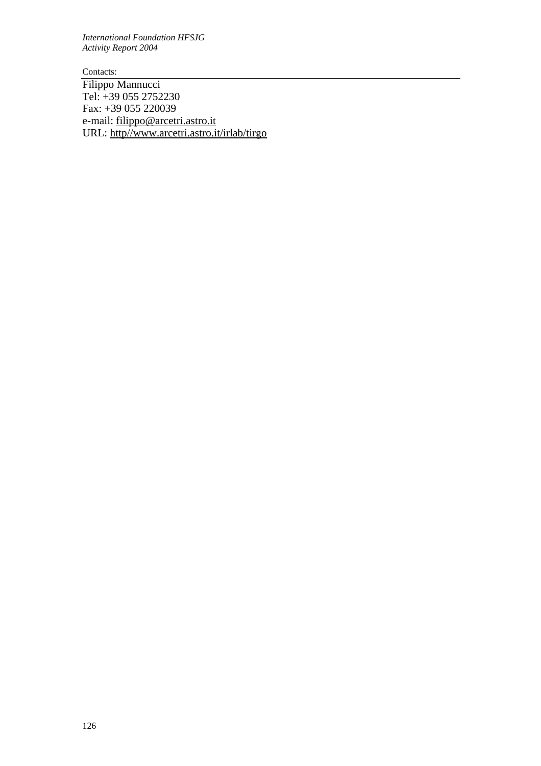Contacts:

Filippo Mannucci
Tel: +39 055 2752230
Fax: +39 055 220039
e-mail: filippo@arcetri.astro.it
URL: http//www.arcetri.astro.it/irlab/tirgo